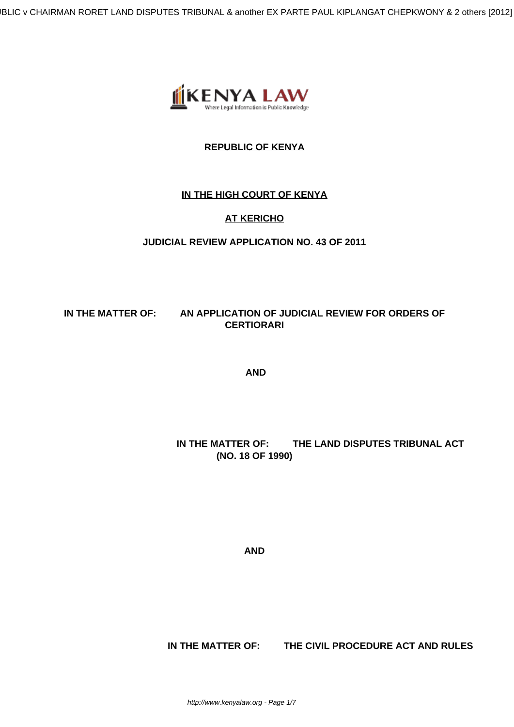**REPUBLIC OF KENYA**

**IN THE HIGH COURT OF KENYA**

**AT KERICHO**

**JUDICIAL REVIEW APPLICATION NO. 43 OF 2011**

**IN THE MATTER OF: AN APPLICATION OF JUDICIAL REVIEW FOR ORDERS OF CERTIORARI**

**AND**

**IN THE MATTER OF: THE LAND DISPUTES TRIBUNAL ACT (NO. 18 OF 1990)**

**AND**

**IN THE MATTER OF: THE CIVIL PROCEDURE ACT AND RULES**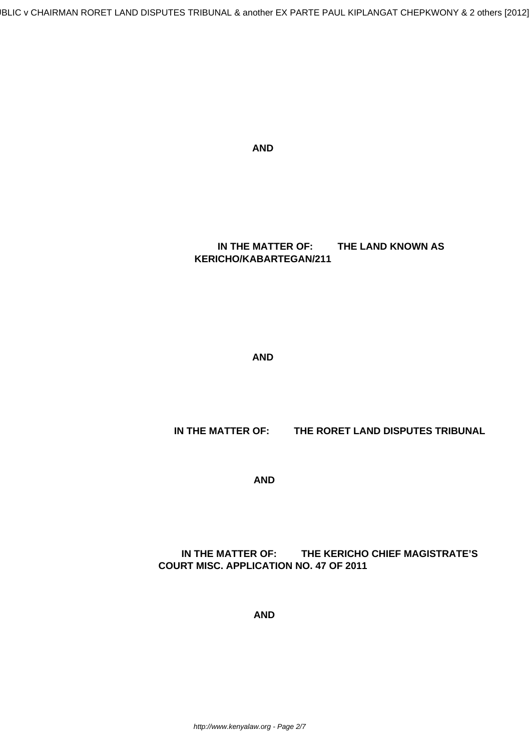**AND**

**IN THE MATTER OF: THE LAND KNOWN AS KERICHO/KABARTEGAN/211**

**AND**

**IN THE MATTER OF: THE RORET LAND DISPUTES TRIBUNAL**

**AND**

**IN THE MATTER OF: THE KERICHO CHIEF MAGISTRATE'S COURT MISC. APPLICATION NO. 47 OF 2011**

**AND**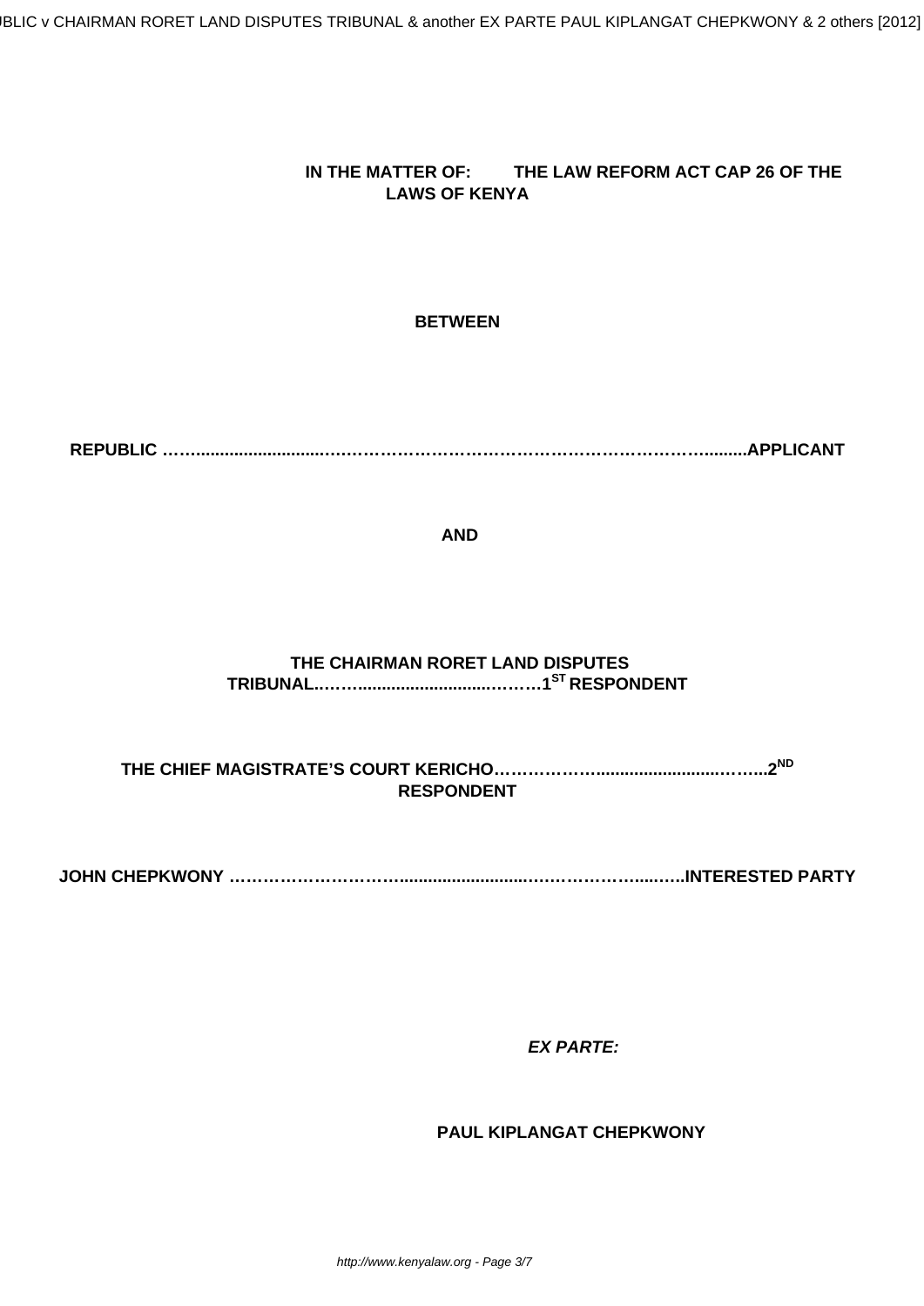**IN THE MATTER OF: THE LAW REFORM ACT CAP 26 OF THE LAWS OF KENYA**

**BETWEEN**

**REPUBLIC …….........................…………………………………………………………….........APPLICANT**

**AND**

**THE CHAIRMAN RORET LAND DISPUTES TRIBUNAL..……....................…..………1ST RESPONDENT**

**THE CHIEF MAGISTRATE'S COURT KERICHO………………..........................……..2ND RESPONDENT**

**JOHN CHEPKWONY ………………………….........................……………….....…..INTERESTED PARTY**

***EX PARTE:***

**PAUL KIPLANGAT CHEPKWONY**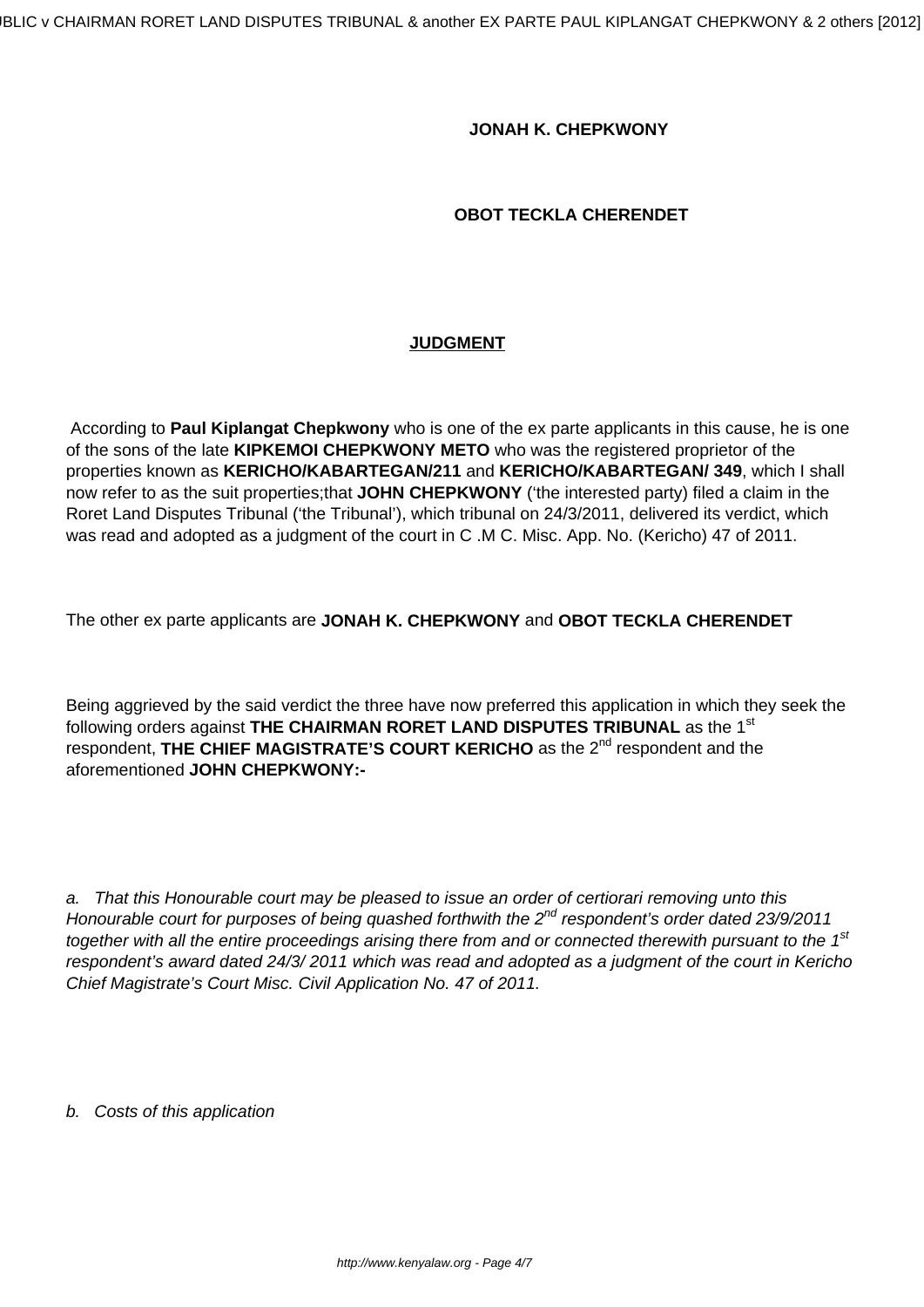**JONAH K. CHEPKWONY**

**OBOT TECKLA CHERENDET**

**JUDGMENT**

According to **Paul Kiplangat Chepkwony** who is one of the ex parte applicants in this cause, he is one of the sons of the late **KIPKEMOI CHEPKWONY METO** who was the registered proprietor of the properties known as **KERICHO/KABARTEGAN/211** and **KERICHO/KABARTEGAN/ 349**, which I shall now refer to as the suit properties;that **JOHN CHEPKWONY** ('the interested party) filed a claim in the Roret Land Disputes Tribunal ('the Tribunal'), which tribunal on 24/3/2011, delivered its verdict, which was read and adopted as a judgment of the court in C .M C. Misc. App. No. (Kericho) 47 of 2011.

The other ex parte applicants are **JONAH K. CHEPKWONY** and **OBOT TECKLA CHERENDET**

Being aggrieved by the said verdict the three have now preferred this application in which they seek the following orders against **THE CHAIRMAN RORET LAND DISPUTES TRIBUNAL** as the 1st respondent, **THE CHIEF MAGISTRATE'S COURT KERICHO** as the 2nd respondent and the aforementioned **JOHN CHEPKWONY:-**

*a. That this Honourable court may be pleased to issue an order of certiorari removing unto this Honourable court for purposes of being quashed forthwith the 2nd respondent's order dated 23/9/2011 together with all the entire proceedings arising there from and or connected therewith pursuant to the 1st respondent's award dated 24/3/ 2011 which was read and adopted as a judgment of the court in Kericho Chief Magistrate's Court Misc. Civil Application No. 47 of 2011.*

*b. Costs of this application*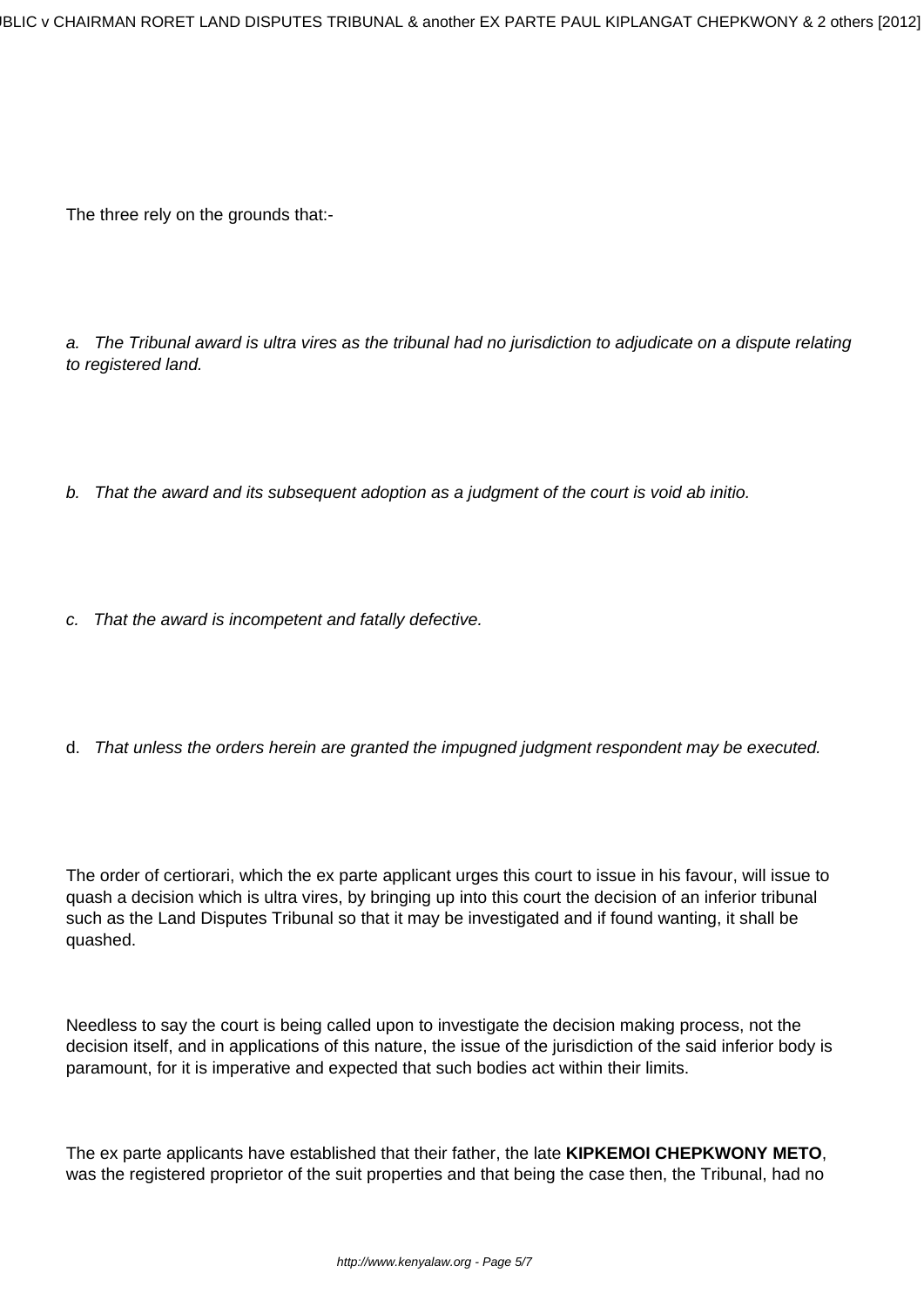The three rely on the grounds that:-

*a. The Tribunal award is ultra vires as the tribunal had no jurisdiction to adjudicate on a dispute relating to registered land.*

*b. That the award and its subsequent adoption as a judgment of the court is void ab initio.*

*c. That the award is incompetent and fatally defective.*

d. *That unless the orders herein are granted the impugned judgment respondent may be executed.*

The order of certiorari, which the ex parte applicant urges this court to issue in his favour, will issue to quash a decision which is ultra vires, by bringing up into this court the decision of an inferior tribunal such as the Land Disputes Tribunal so that it may be investigated and if found wanting, it shall be quashed.

Needless to say the court is being called upon to investigate the decision making process, not the decision itself, and in applications of this nature, the issue of the jurisdiction of the said inferior body is paramount, for it is imperative and expected that such bodies act within their limits.

The ex parte applicants have established that their father, the late **KIPKEMOI CHEPKWONY METO**, was the registered proprietor of the suit properties and that being the case then, the Tribunal, had no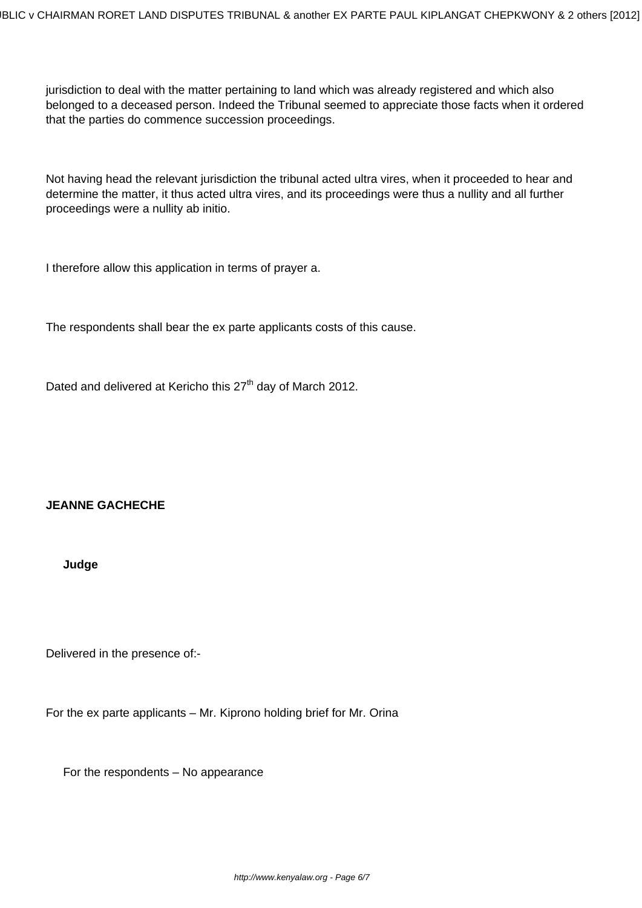jurisdiction to deal with the matter pertaining to land which was already registered and which also belonged to a deceased person. Indeed the Tribunal seemed to appreciate those facts when it ordered that the parties do commence succession proceedings.

Not having head the relevant jurisdiction the tribunal acted ultra vires, when it proceeded to hear and determine the matter, it thus acted ultra vires, and its proceedings were thus a nullity and all further proceedings were a nullity ab initio.

I therefore allow this application in terms of prayer a.

The respondents shall bear the ex parte applicants costs of this cause.

Dated and delivered at Kericho this 27th day of March 2012.

**JEANNE GACHECHE**

**Judge**

Delivered in the presence of:-

For the ex parte applicants – Mr. Kiprono holding brief for Mr. Orina

For the respondents – No appearance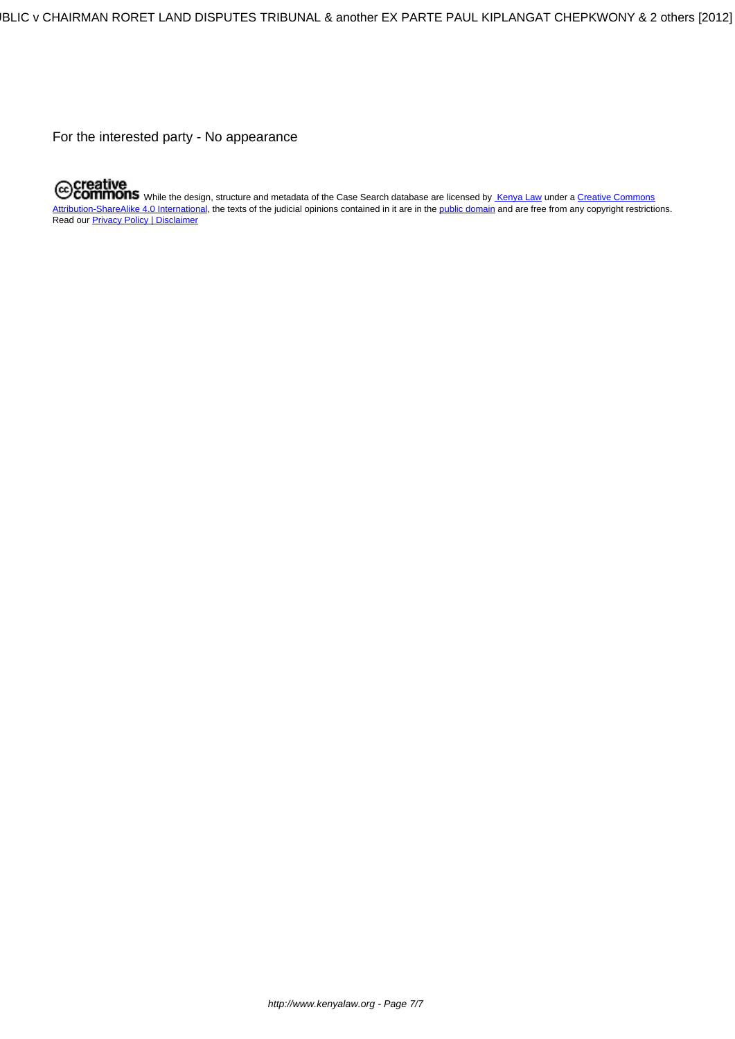For the interested party - No appearance

While the design, structure and metadata of the Case Search database are licensed by Kenya Law under a Creative Commons Attribution-ShareAlike 4.0 International, the texts of the judicial opinions contained in it are in the public domain and are free from any copyright restrictions.
Read our Privacy Policy | Disclaimer